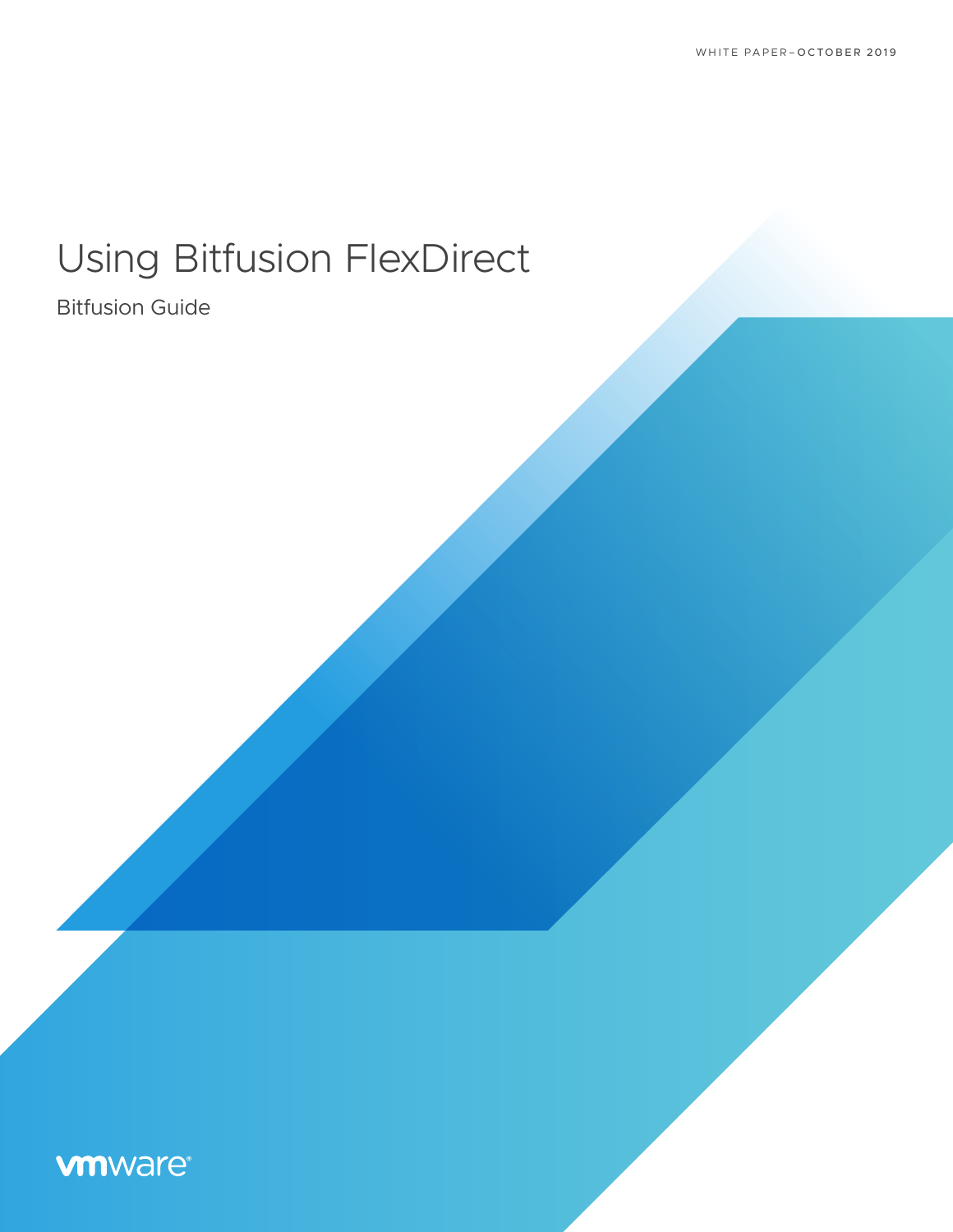WHITE PAPER–OCTOBER 2019

# Using Bitfusion FlexDirect

Bitfusion Guide

vmware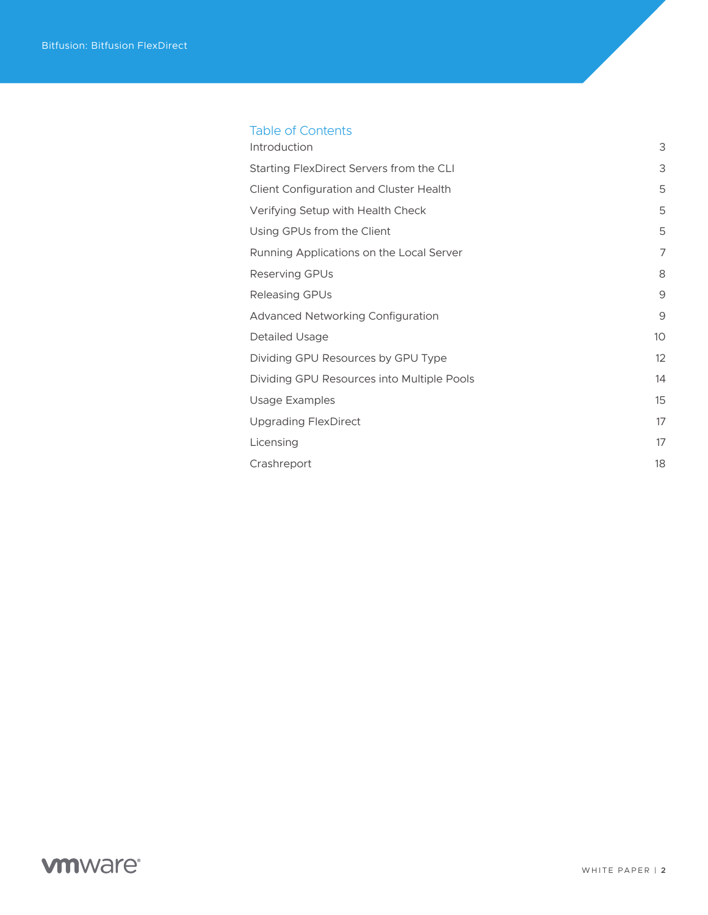## Table of Contents

| | |
|---|---|
| Introduction | 3 |
| Starting FlexDirect Servers from the CLI | 3 |
| Client Configuration and Cluster Health | 5 |
| Verifying Setup with Health Check | 5 |
| Using GPUs from the Client | 5 |
| Running Applications on the Local Server | 7 |
| Reserving GPUs | 8 |
| Releasing GPUs | 9 |
| Advanced Networking Configuration | 9 |
| Detailed Usage | 10 |
| Dividing GPU Resources by GPU Type | 12 |
| Dividing GPU Resources into Multiple Pools | 14 |
| Usage Examples | 15 |
| Upgrading FlexDirect | 17 |
| Licensing | 17 |
| Crashreport | 18 |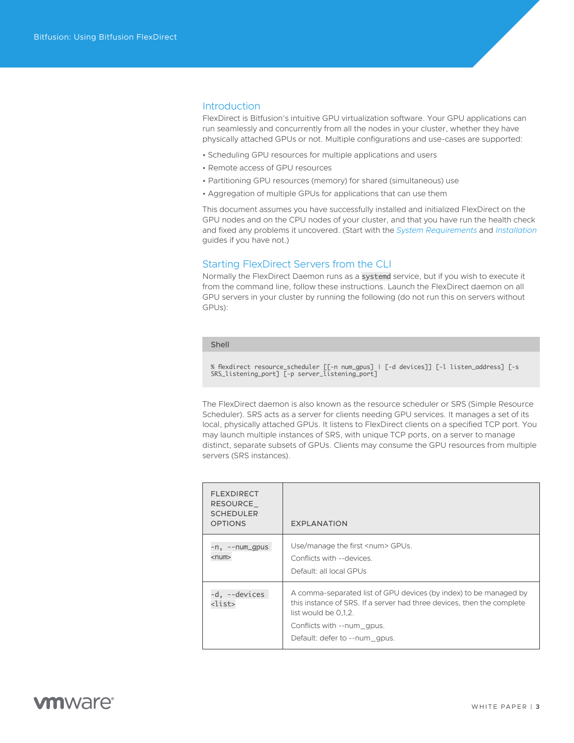## Introduction

FlexDirect is Bitfusion's intuitive GPU virtualization software. Your GPU applications can run seamlessly and concurrently from all the nodes in your cluster, whether they have physically attached GPUs or not. Multiple configurations and use-cases are supported:

- Scheduling GPU resources for multiple applications and users
- Remote access of GPU resources
- Partitioning GPU resources (memory) for shared (simultaneous) use
- Aggregation of multiple GPUs for applications that can use them

This document assumes you have successfully installed and initialized FlexDirect on the GPU nodes and on the CPU nodes of your cluster, and that you have run the health check and fixed any problems it uncovered. (Start with the *System Requirements* and *Installation* guides if you have not.)

## Starting FlexDirect Servers from the CLI

Normally the FlexDirect Daemon runs as a `systemd` service, but if you wish to execute it from the command line, follow these instructions. Launch the FlexDirect daemon on all GPU servers in your cluster by running the following (do not run this on servers without GPUs):

Shell

```
% flexdirect resource_scheduler [[-n num_gpus] | [-d devices]] [-l listen_address] [-s SRS_listening_port] [-p server_listening_port]
```

The FlexDirect daemon is also known as the resource scheduler or SRS (Simple Resource Scheduler). SRS acts as a server for clients needing GPU services. It manages a set of its local, physically attached GPUs. It listens to FlexDirect clients on a specified TCP port. You may launch multiple instances of SRS, with unique TCP ports, on a server to manage distinct, separate subsets of GPUs. Clients may consume the GPU resources from multiple servers (SRS instances).

| FLEXDIRECT RESOURCE_ SCHEDULER OPTIONS | EXPLANATION |
|---|---|
| `-n, --num_gpus <num>` | Use/manage the first <num> GPUs.<br>Conflicts with --devices.<br>Default: all local GPUs |
| `-d, --devices <list>` | A comma-separated list of GPU devices (by index) to be managed by this instance of SRS. If a server had three devices, then the complete list would be 0,1,2.<br>Conflicts with --num_gpus.<br>Default: defer to --num_gpus. |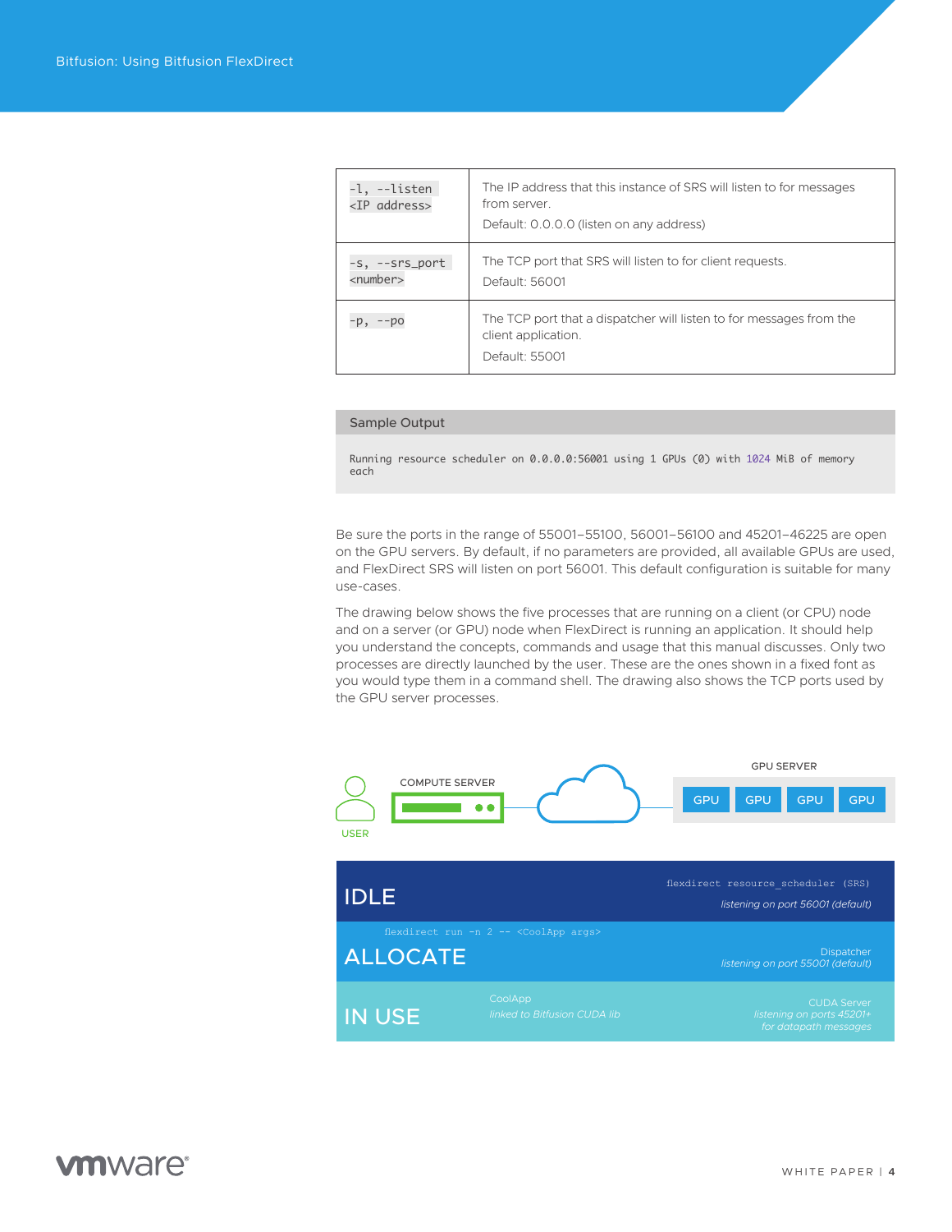| | |
|---|---|
| `-l, --listen <IP address>` | The IP address that this instance of SRS will listen to for messages from server.<br>Default: 0.0.0.0 (listen on any address) |
| `-s, --srs_port <number>` | The TCP port that SRS will listen to for client requests.<br>Default: 56001 |
| `-p, --po` | The TCP port that a dispatcher will listen to for messages from the client application.<br>Default: 55001 |

**Sample Output**

```
Running resource scheduler on 0.0.0.0:56001 using 1 GPUs (0) with 1024 MiB of memory each
```

Be sure the ports in the range of 55001–55100, 56001–56100 and 45201–46225 are open on the GPU servers. By default, if no parameters are provided, all available GPUs are used, and FlexDirect SRS will listen on port 56001. This default configuration is suitable for many use-cases.

The drawing below shows the five processes that are running on a client (or CPU) node and on a server (or GPU) node when FlexDirect is running an application. It should help you understand the concepts, commands and usage that this manual discusses. Only two processes are directly launched by the user. These are the ones shown in a fixed font as you would type them in a command shell. The drawing also shows the TCP ports used by the GPU server processes.

USER — COMPUTE SERVER — GPU SERVER (GPU, GPU, GPU, GPU)

**IDLE** — `flexdirect resource_scheduler (SRS)` *listening on port 56001 (default)*

**ALLOCATE** — `flexdirect run -n 2 -- <CoolApp args>` — Dispatcher *listening on port 55001 (default)*

**IN USE** — CoolApp *linked to Bitfusion CUDA lib* — CUDA Server *listening on ports 45201+ for datapath messages*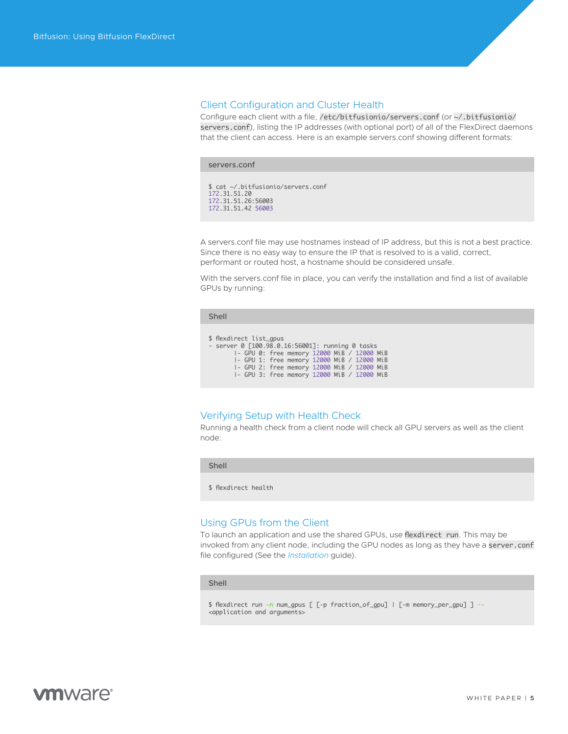## Client Configuration and Cluster Health

Configure each client with a file, `/etc/bitfusionio/servers.conf` (or `~/.bitfusionio/servers.conf`), listing the IP addresses (with optional port) of all of the FlexDirect daemons that the client can access. Here is an example servers.conf showing different formats:

servers.conf

```
$ cat ~/.bitfusionio/servers.conf
172.31.51.20
172.31.51.26:56003
172.31.51.42 56003
```

A servers.conf file may use hostnames instead of IP address, but this is not a best practice. Since there is no easy way to ensure the IP that is resolved to is a valid, correct, performant or routed host, a hostname should be considered unsafe.

With the servers.conf file in place, you can verify the installation and find a list of available GPUs by running:

Shell

```
$ flexdirect list_gpus
- server 0 [100.98.0.16:56001]: running 0 tasks
       |- GPU 0: free memory 12000 MiB / 12000 MiB
       |- GPU 1: free memory 12000 MiB / 12000 MiB
       |- GPU 2: free memory 12000 MiB / 12000 MiB
       |- GPU 3: free memory 12000 MiB / 12000 MiB
```

## Verifying Setup with Health Check

Running a health check from a client node will check all GPU servers as well as the client node:

Shell

```
$ flexdirect health
```

## Using GPUs from the Client

To launch an application and use the shared GPUs, use `flexdirect run`. This may be invoked from any client node, including the GPU nodes as long as they have a `server.conf` file configured (See the *Installation* guide).

Shell

```
$ flexdirect run -n num_gpus [ [-p fraction_of_gpu] | [-m memory_per_gpu] ] --
<application and arguments>
```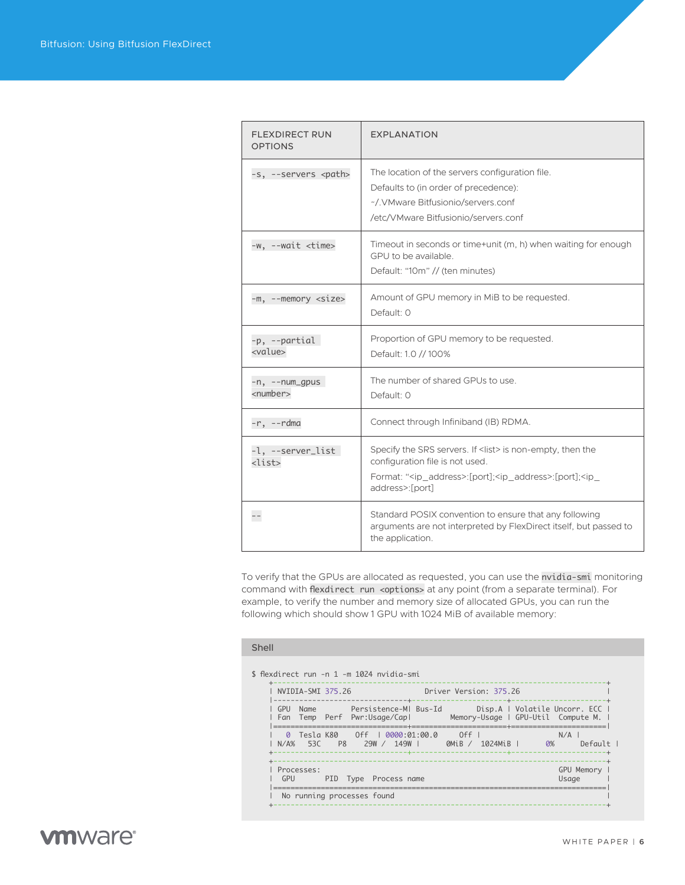| FLEXDIRECT RUN OPTIONS | EXPLANATION |
|---|---|
| `-s, --servers <path>` | The location of the servers configuration file.<br>Defaults to (in order of precedence):<br>~/.VMware Bitfusionio/servers.conf<br>/etc/VMware Bitfusionio/servers.conf |
| `-w, --wait <time>` | Timeout in seconds or time+unit (m, h) when waiting for enough GPU to be available.<br>Default: "10m" // (ten minutes) |
| `-m, --memory <size>` | Amount of GPU memory in MiB to be requested.<br>Default: 0 |
| `-p, --partial <value>` | Proportion of GPU memory to be requested.<br>Default: 1.0 // 100% |
| `-n, --num_gpus <number>` | The number of shared GPUs to use.<br>Default: 0 |
| `-r, --rdma` | Connect through Infiniband (IB) RDMA. |
| `-l, --server_list <list>` | Specify the SRS servers. If <list> is non-empty, then the configuration file is not used.<br>Format: "<ip_address>:[port];<ip_address>:[port];<ip_address>:[port] |
| `--` | Standard POSIX convention to ensure that any following arguments are not interpreted by FlexDirect itself, but passed to the application. |

To verify that the GPUs are allocated as requested, you can use the `nvidia-smi` monitoring command with `flexdirect run <options>` at any point (from a separate terminal). For example, to verify the number and memory size of allocated GPUs, you can run the following which should show 1 GPU with 1024 MiB of available memory:

Shell

```
$ flexdirect run -n 1 -m 1024 nvidia-smi
    +-----------------------------------------------------------------------------+
    | NVIDIA-SMI 375.26                 Driver Version: 375.26                    |
    |-------------------------------+----------------------+----------------------+
    | GPU  Name        Persistence-M| Bus-Id        Disp.A | Volatile Uncorr. ECC |
    | Fan  Temp  Perf  Pwr:Usage/Cap|         Memory-Usage | GPU-Util  Compute M. |
    |===============================+======================+======================|
    |   0  Tesla K80     Off  | 0000:01:00.0     Off |                  N/A |
    | N/A%   53C    P8    29W /  149W |      0MiB /  1024MiB |      0%      Default |
    +-------------------------------+----------------------+----------------------+
    +-----------------------------------------------------------------------------+
    | Processes:                                                       GPU Memory |
    |  GPU       PID  Type  Process name                               Usage      |
    |=============================================================================|
    |  No running processes found                                                 |
    +-----------------------------------------------------------------------------+
```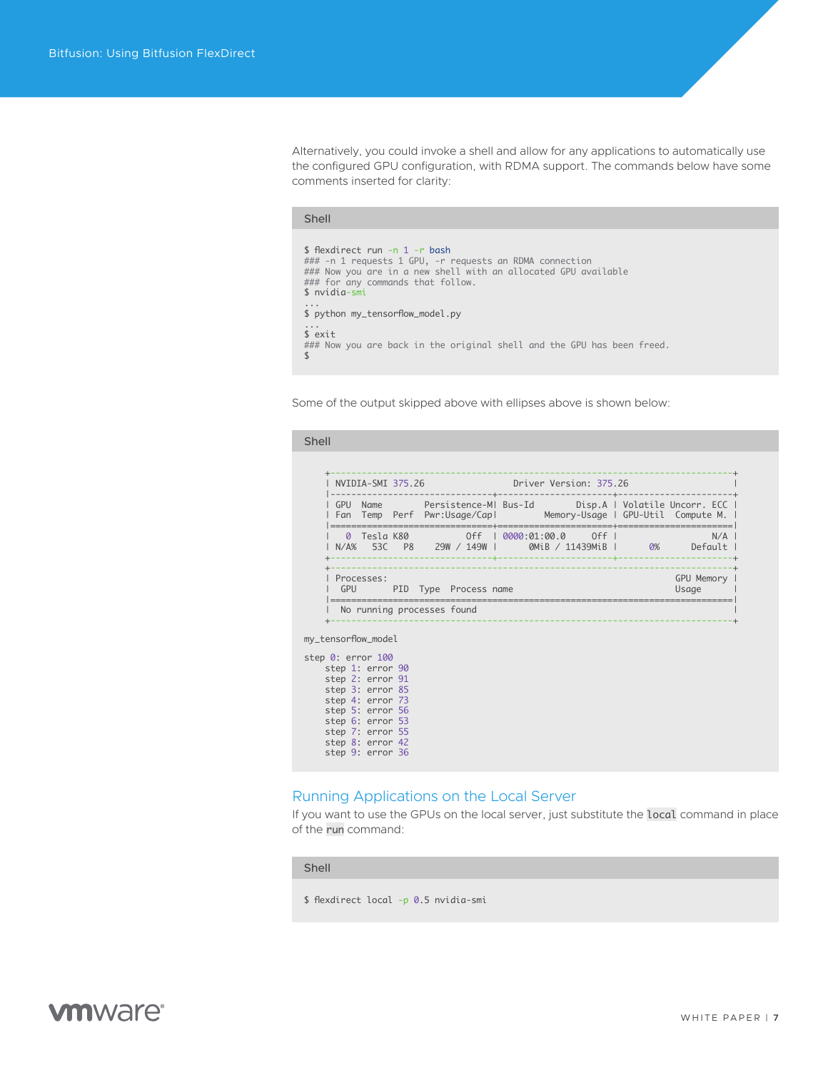Alternatively, you could invoke a shell and allow for any applications to automatically use the configured GPU configuration, with RDMA support. The commands below have some comments inserted for clarity:

Shell

```
$ flexdirect run -n 1 -r bash
### -n 1 requests 1 GPU, -r requests an RDMA connection
### Now you are in a new shell with an allocated GPU available
### for any commands that follow.
$ nvidia-smi
...
$ python my_tensorflow_model.py
...
$ exit
### Now you are back in the original shell and the GPU has been freed.
$
```

Some of the output skipped above with ellipses above is shown below:

Shell

```
    +-----------------------------------------------------------------------------+
    | NVIDIA-SMI 375.26                 Driver Version: 375.26                    |
    |-------------------------------+----------------------+----------------------+
    | GPU  Name        Persistence-M| Bus-Id        Disp.A | Volatile Uncorr. ECC |
    | Fan  Temp  Perf  Pwr:Usage/Cap|         Memory-Usage | GPU-Util  Compute M. |
    |===============================+======================+======================|
    |   0  Tesla K80           Off  | 0000:01:00.0     Off |                  N/A |
    | N/A%   53C    P8    29W / 149W |      0MiB / 11439MiB |      0%      Default |
    +-------------------------------+----------------------+----------------------+
    +-----------------------------------------------------------------------------+
    | Processes:                                                       GPU Memory |
    |  GPU       PID  Type  Process name                               Usage      |
    |=============================================================================|
    |  No running processes found                                                 |
    +-----------------------------------------------------------------------------+
my_tensorflow_model

step 0: error 100
    step 1: error 90
    step 2: error 91
    step 3: error 85
    step 4: error 73
    step 5: error 56
    step 6: error 53
    step 7: error 55
    step 8: error 42
    step 9: error 36
```

## Running Applications on the Local Server

If you want to use the GPUs on the local server, just substitute the `local` command in place of the `run` command:

Shell

```
$ flexdirect local -p 0.5 nvidia-smi
```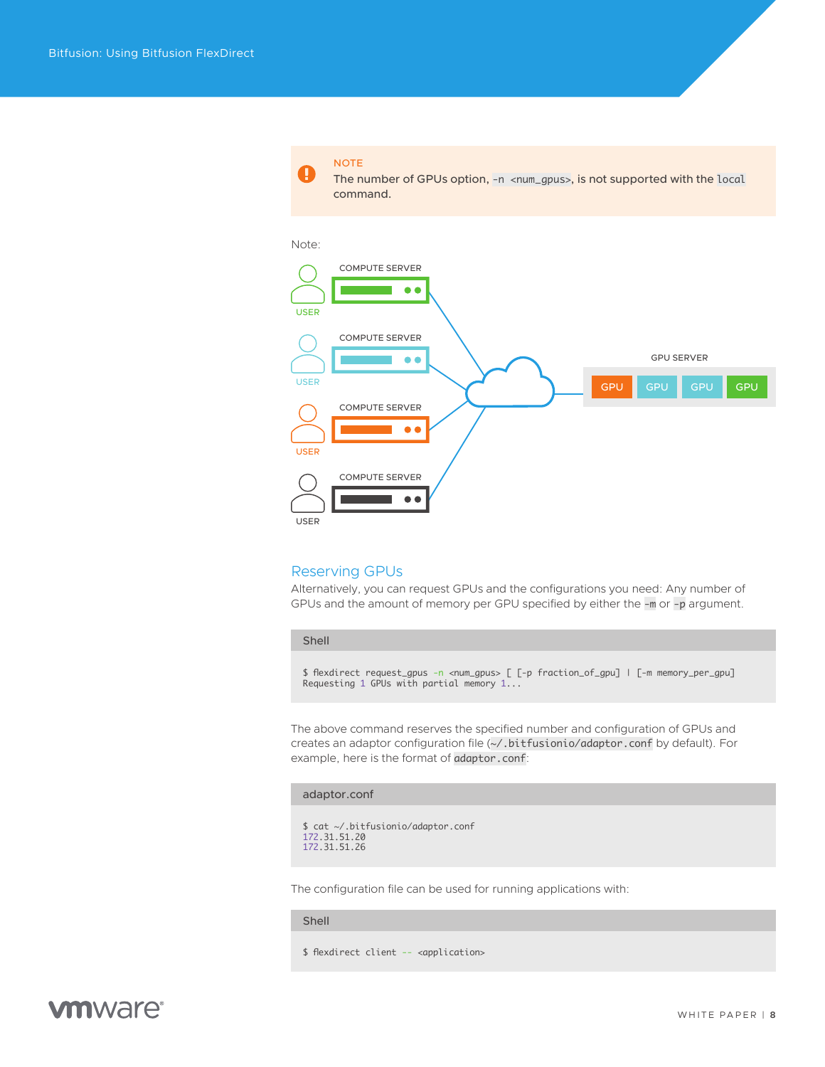> **NOTE**
> The number of GPUs option, `-n <num_gpus>`, is not supported with the `local` command.

Note:

COMPUTE SERVER

USER

COMPUTE SERVER

USER

COMPUTE SERVER

USER

COMPUTE SERVER

USER

GPU SERVER

GPU GPU GPU GPU

## Reserving GPUs

Alternatively, you can request GPUs and the configurations you need: Any number of GPUs and the amount of memory per GPU specified by either the `-m` or `-p` argument.

**Shell**

```
$ flexdirect request_gpus -n <num_gpus> [ [-p fraction_of_gpu] | [-m memory_per_gpu]
Requesting 1 GPUs with partial memory 1...
```

The above command reserves the specified number and configuration of GPUs and creates an adaptor configuration file (`~/.bitfusionio/adaptor.conf` by default). For example, here is the format of `adaptor.conf`:

**adaptor.conf**

```
$ cat ~/.bitfusionio/adaptor.conf
172.31.51.20
172.31.51.26
```

The configuration file can be used for running applications with:

**Shell**

```
$ flexdirect client -- <application>
```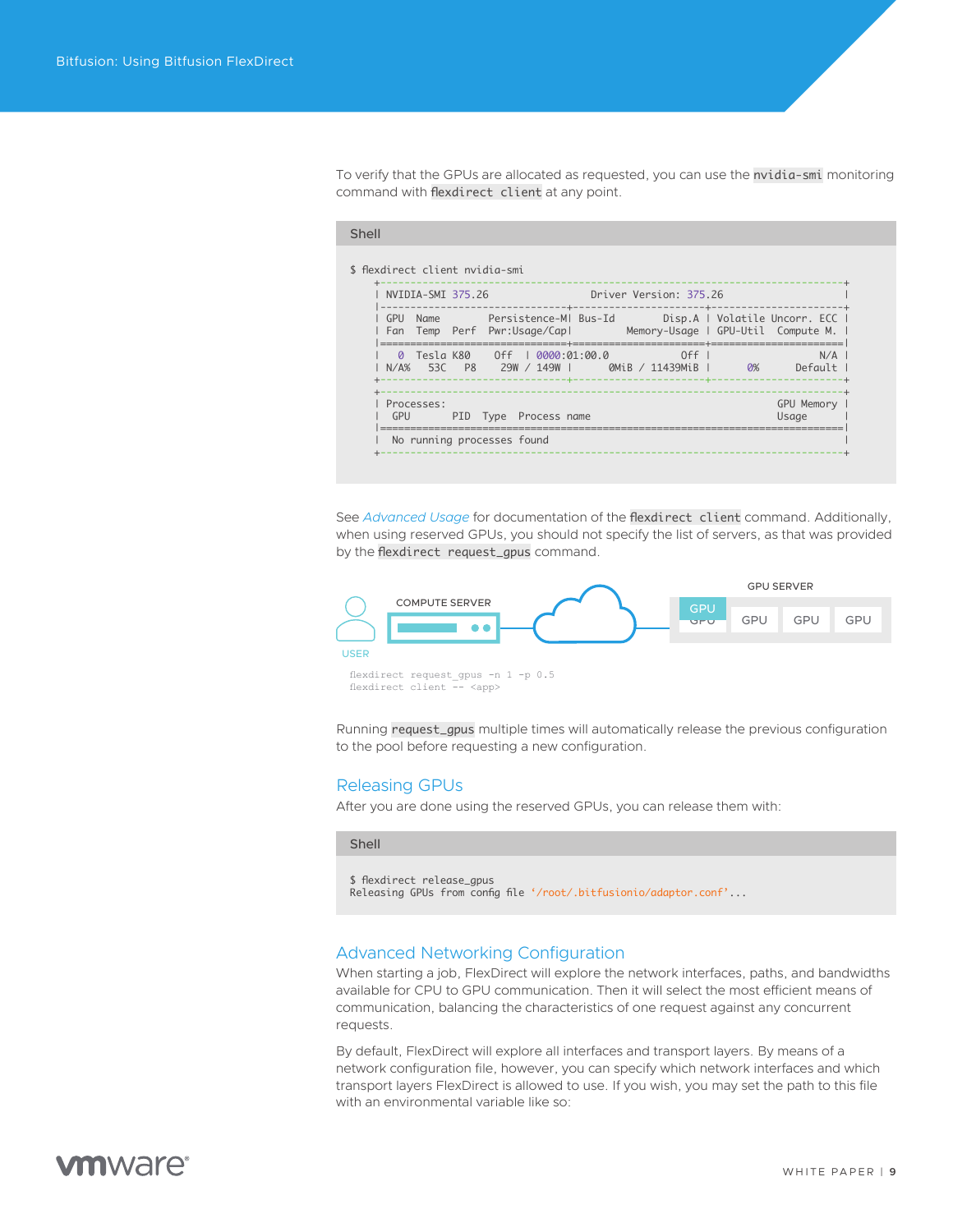To verify that the GPUs are allocated as requested, you can use the `nvidia-smi` monitoring command with `flexdirect client` at any point.

Shell

```
$ flexdirect client nvidia-smi
  +-----------------------------------------------------------------------------+
  | NVIDIA-SMI 375.26                 Driver Version: 375.26                    |
  |-------------------------------+----------------------+----------------------+
  | GPU  Name        Persistence-M| Bus-Id        Disp.A | Volatile Uncorr. ECC |
  | Fan  Temp  Perf  Pwr:Usage/Cap|         Memory-Usage | GPU-Util  Compute M. |
  |===============================+======================+======================|
  |   0  Tesla K80          Off  | 0000:01:00.0     Off |                  N/A |
  | N/A%   53C    P8    29W / 149W |      0MiB / 11439MiB |      0%      Default |
  +-------------------------------+----------------------+----------------------+
  +-----------------------------------------------------------------------------+
  | Processes:                                                       GPU Memory |
  |  GPU       PID  Type  Process name                               Usage      |
  |=============================================================================|
  |  No running processes found                                                 |
  +-----------------------------------------------------------------------------+
```

See *Advanced Usage* for documentation of the `flexdirect client` command. Additionally, when using reserved GPUs, you should not specify the list of servers, as that was provided by the `flexdirect request_gpus` command.

USER | COMPUTE SERVER | GPU SERVER: GPU GPU GPU GPU

```
flexdirect request_gpus -n 1 -p 0.5
flexdirect client -- <app>
```

Running `request_gpus` multiple times will automatically release the previous configuration to the pool before requesting a new configuration.

## Releasing GPUs

After you are done using the reserved GPUs, you can release them with:

Shell

```
$ flexdirect release_gpus
Releasing GPUs from config file '/root/.bitfusionio/adaptor.conf'...
```

## Advanced Networking Configuration

When starting a job, FlexDirect will explore the network interfaces, paths, and bandwidths available for CPU to GPU communication. Then it will select the most efficient means of communication, balancing the characteristics of one request against any concurrent requests.

By default, FlexDirect will explore all interfaces and transport layers. By means of a network configuration file, however, you can specify which network interfaces and which transport layers FlexDirect is allowed to use. If you wish, you may set the path to this file with an environmental variable like so: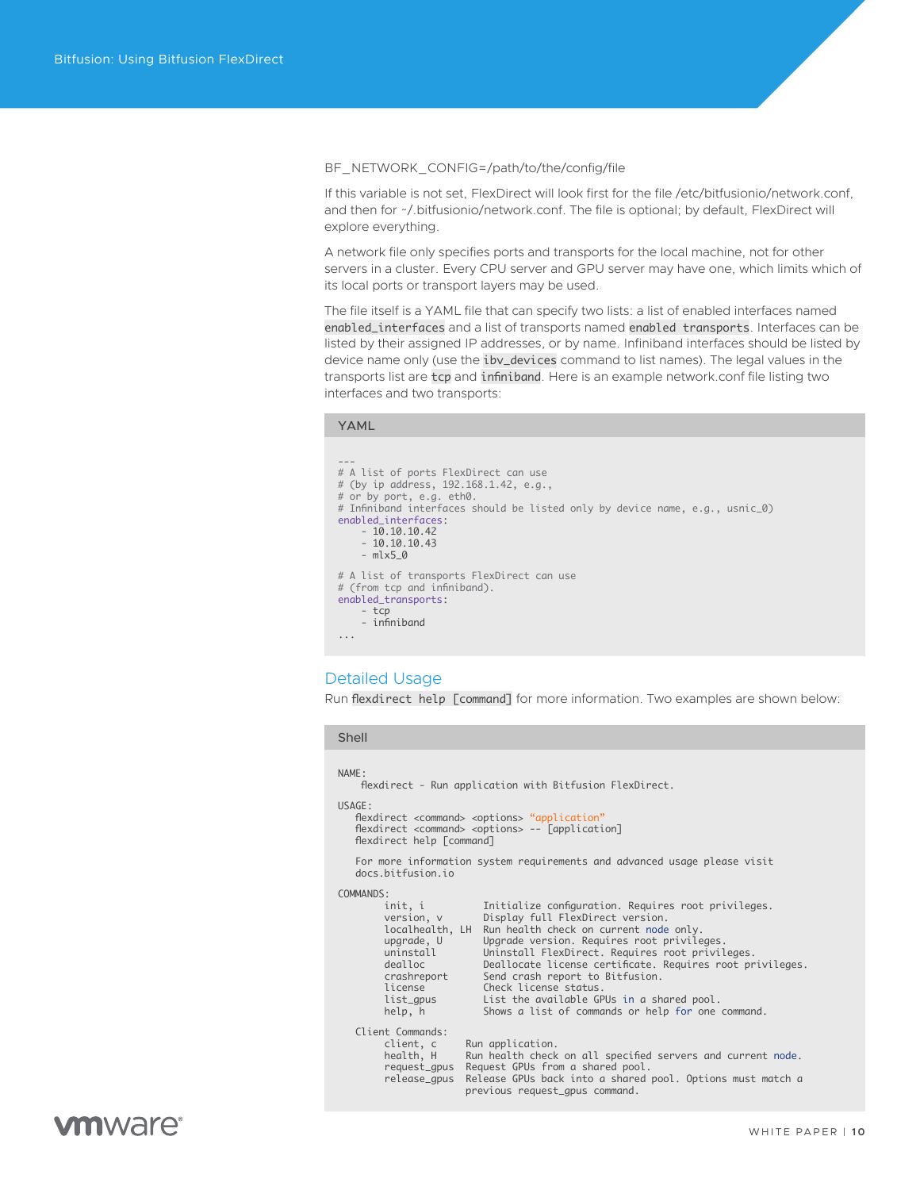BF_NETWORK_CONFIG=/path/to/the/config/file

If this variable is not set, FlexDirect will look first for the file /etc/bitfusionio/network.conf, and then for ~/.bitfusionio/network.conf. The file is optional; by default, FlexDirect will explore everything.

A network file only specifies ports and transports for the local machine, not for other servers in a cluster. Every CPU server and GPU server may have one, which limits which of its local ports or transport layers may be used.

The file itself is a YAML file that can specify two lists: a list of enabled interfaces named `enabled_interfaces` and a list of transports named `enabled transports`. Interfaces can be listed by their assigned IP addresses, or by name. Infiniband interfaces should be listed by device name only (use the `ibv_devices` command to list names). The legal values in the transports list are `tcp` and `infiniband`. Here is an example network.conf file listing two interfaces and two transports:

YAML

```yaml
---
# A list of ports FlexDirect can use
# (by ip address, 192.168.1.42, e.g.,
# or by port, e.g. eth0.
# Infiniband interfaces should be listed only by device name, e.g., usnic_0)
enabled_interfaces:
    - 10.10.10.42
    - 10.10.10.43
    - mlx5_0

# A list of transports FlexDirect can use
# (from tcp and infiniband).
enabled_transports:
    - tcp
    - infiniband
...
```

## Detailed Usage

Run `flexdirect help [command]` for more information. Two examples are shown below:

Shell

```shell
NAME:
    flexdirect - Run application with Bitfusion FlexDirect.

USAGE:
   flexdirect <command> <options> "application"
   flexdirect <command> <options> -- [application]
   flexdirect help [command]

   For more information system requirements and advanced usage please visit
   docs.bitfusion.io

COMMANDS:
        init, i          Initialize configuration. Requires root privileges.
        version, v       Display full FlexDirect version.
        localhealth, LH  Run health check on current node only.
        upgrade, U       Upgrade version. Requires root privileges.
        uninstall        Uninstall FlexDirect. Requires root privileges.
        dealloc          Deallocate license certificate. Requires root privileges.
        crashreport      Send crash report to Bitfusion.
        license          Check license status.
        list_gpus        List the available GPUs in a shared pool.
        help, h          Shows a list of commands or help for one command.

   Client Commands:
        client, c     Run application.
        health, H     Run health check on all specified servers and current node.
        request_gpus  Request GPUs from a shared pool.
        release_gpus  Release GPUs back into a shared pool. Options must match a
                      previous request_gpus command.
```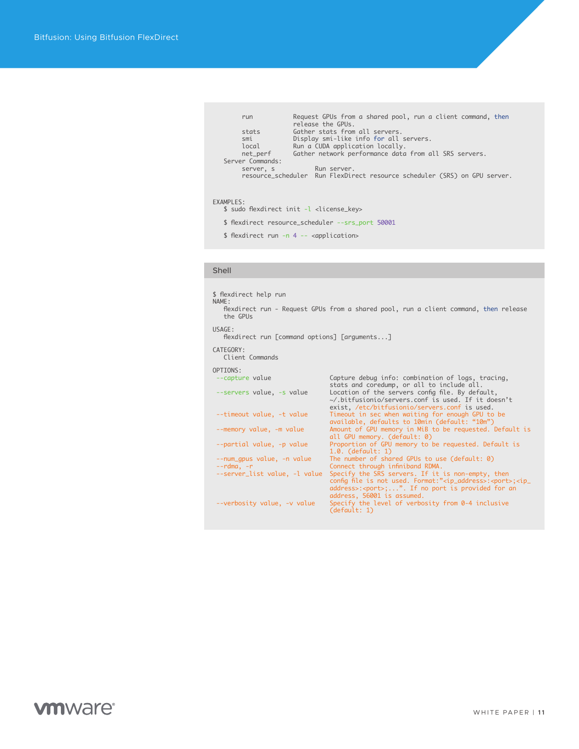```
        run           Request GPUs from a shared pool, run a client command, then
                      release the GPUs.
        stats         Gather stats from all servers.
        smi           Display smi-like info for all servers.
        local         Run a CUDA application locally.
        net_perf      Gather network performance data from all SRS servers.
   Server Commands:
        server, s           Run server.
        resource_scheduler  Run FlexDirect resource scheduler (SRS) on GPU server.


EXAMPLES:
   $ sudo flexdirect init -l <license_key>

   $ flexdirect resource_scheduler --srs_port 50001

   $ flexdirect run -n 4 -- <application>
```

Shell

```
$ flexdirect help run
NAME:
   flexdirect run - Request GPUs from a shared pool, run a client command, then release
   the GPUs

USAGE:
   flexdirect run [command options] [arguments...]

CATEGORY:
   Client Commands

OPTIONS:
 --capture value                Capture debug info: combination of logs, tracing,
                                stats and coredump, or all to include all.
 --servers value, -s value      Location of the servers config file. By default,
                                ~/.bitfusionio/servers.conf is used. If it doesn't
                                exist, /etc/bitfusionio/servers.conf is used.
 --timeout value, -t value      Timeout in sec when waiting for enough GPU to be
                                available, defaults to 10min (default: "10m")
 --memory value, -m value       Amount of GPU memory in MiB to be requested. Default is
                                all GPU memory. (default: 0)
 --partial value, -p value      Proportion of GPU memory to be requested. Default is
                                1.0. (default: 1)
 --num_gpus value, -n value     The number of shared GPUs to use (default: 0)
 --rdma, -r                     Connect through infiniband RDMA.
 --server_list value, -l value  Specify the SRS servers. If it is non-empty, then
                                config file is not used. Format:"<ip_address>:<port>;<ip_
                                address>:<port>;...". If no port is provided for an
                                address, 56001 is assumed.
 --verbosity value, -v value    Specify the level of verbosity from 0-4 inclusive
                                (default: 1)
```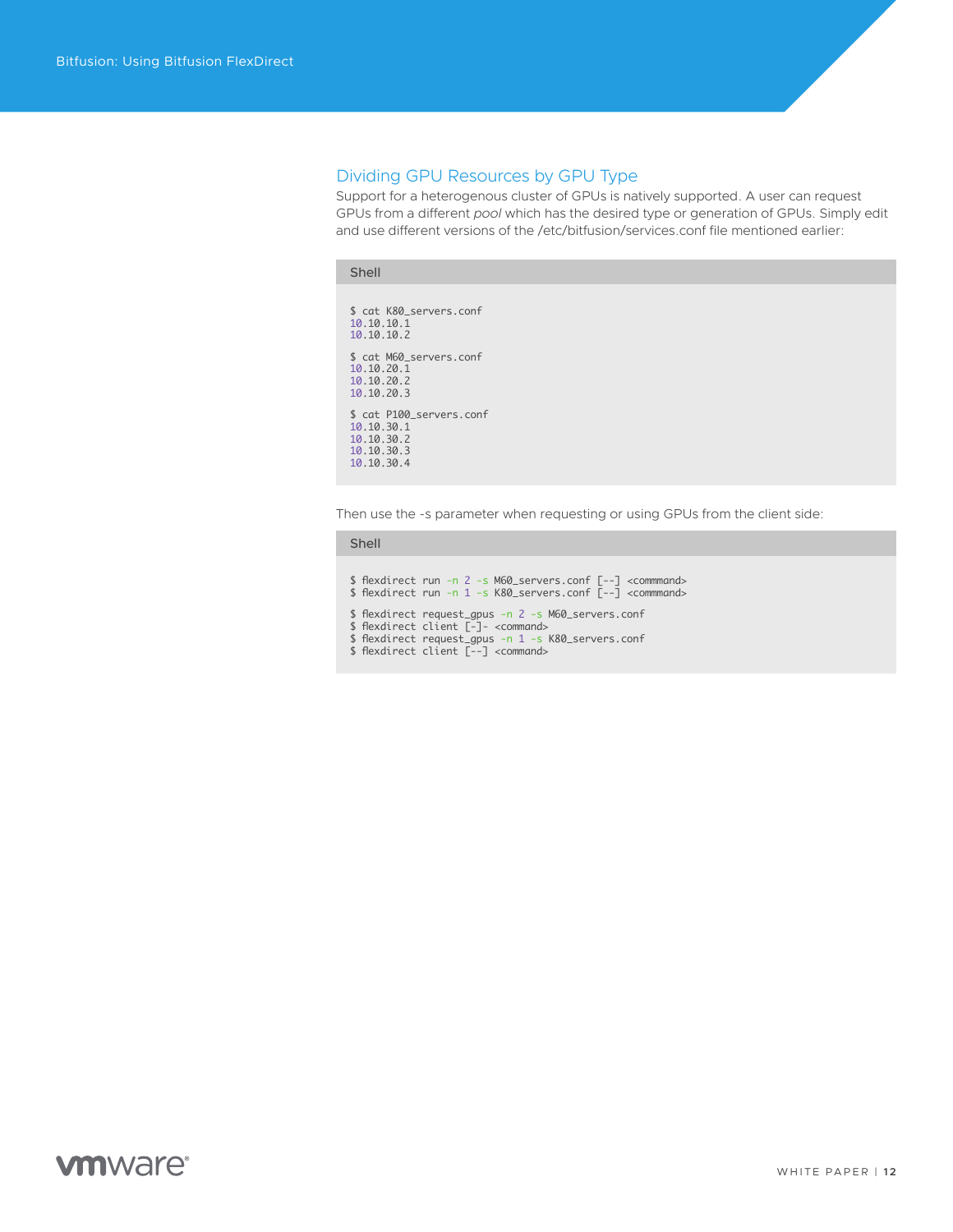## Dividing GPU Resources by GPU Type

Support for a heterogenous cluster of GPUs is natively supported. A user can request GPUs from a different *pool* which has the desired type or generation of GPUs. Simply edit and use different versions of the /etc/bitfusion/services.conf file mentioned earlier:

Shell

```
$ cat K80_servers.conf
10.10.10.1
10.10.10.2

$ cat M60_servers.conf
10.10.20.1
10.10.20.2
10.10.20.3

$ cat P100_servers.conf
10.10.30.1
10.10.30.2
10.10.30.3
10.10.30.4
```

Then use the -s parameter when requesting or using GPUs from the client side:

Shell

```
$ flexdirect run -n 2 -s M60_servers.conf [--] <commmand>
$ flexdirect run -n 1 -s K80_servers.conf [--] <commmand>

$ flexdirect request_gpus -n 2 -s M60_servers.conf
$ flexdirect client [-]- <command>
$ flexdirect request_gpus -n 1 -s K80_servers.conf
$ flexdirect client [--] <command>
```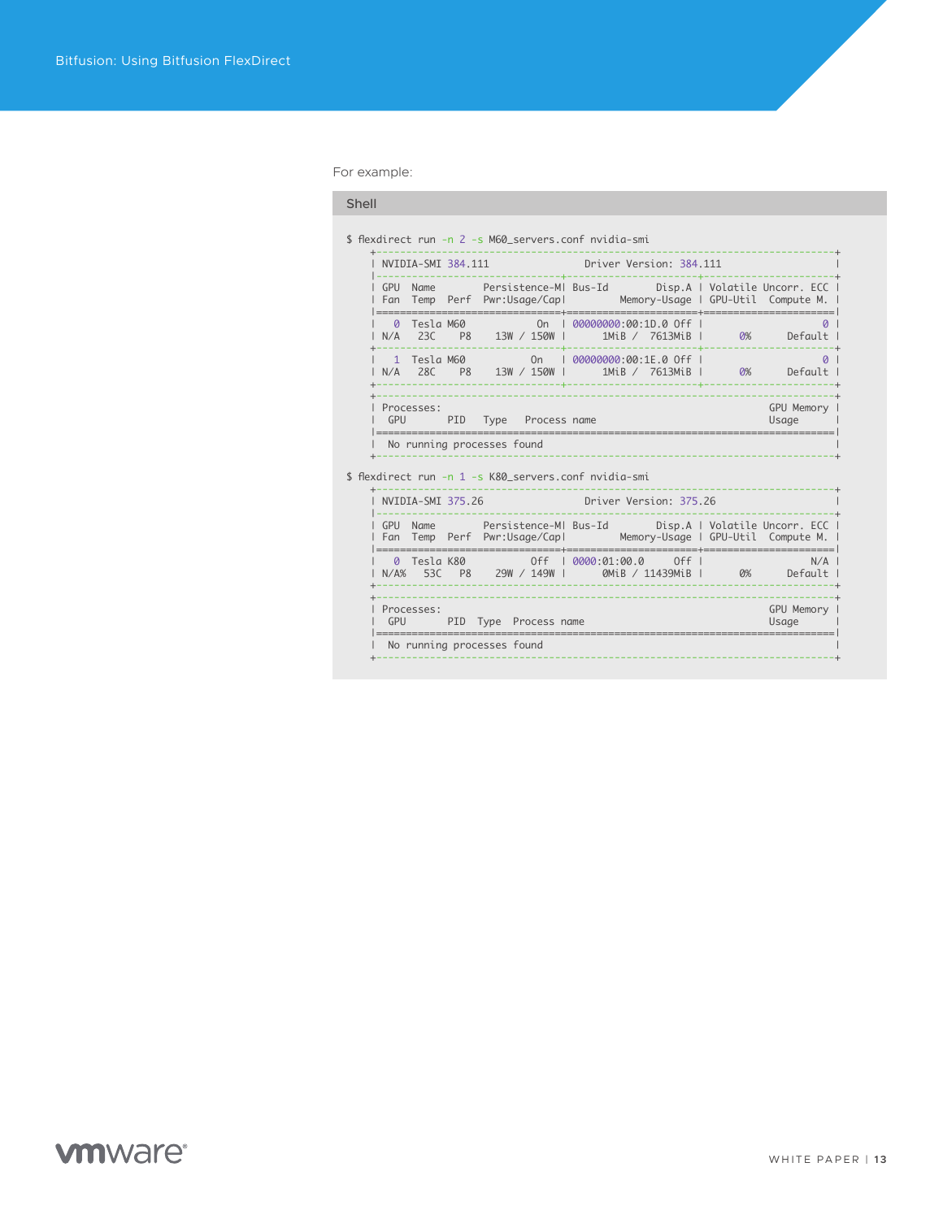For example:

Shell

```
$ flexdirect run -n 2 -s M60_servers.conf nvidia-smi
    +-----------------------------------------------------------------------------+
    | NVIDIA-SMI 384.111                Driver Version: 384.111                   |
    |-------------------------------+----------------------+----------------------+
    | GPU  Name        Persistence-M| Bus-Id        Disp.A | Volatile Uncorr. ECC |
    | Fan  Temp  Perf  Pwr:Usage/Cap|         Memory-Usage | GPU-Util  Compute M. |
    |===============================+======================+======================|
    |   0  Tesla M60           On   | 00000000:00:1D.0 Off |                    0 |
    | N/A   23C    P8    13W / 150W |      1MiB /  7613MiB |      0%      Default |
    +-------------------------------+----------------------+----------------------+
    |   1  Tesla M60           On   | 00000000:00:1E.0 Off |                    0 |
    | N/A   28C    P8    13W / 150W |      1MiB /  7613MiB |      0%      Default |
    +-------------------------------+----------------------+----------------------+
    +-----------------------------------------------------------------------------+
    | Processes:                                                       GPU Memory |
    |  GPU       PID   Type   Process name                             Usage      |
    |=============================================================================|
    |  No running processes found                                                 |
    +-----------------------------------------------------------------------------+

$ flexdirect run -n 1 -s K80_servers.conf nvidia-smi
    +-----------------------------------------------------------------------------+
    | NVIDIA-SMI 375.26                 Driver Version: 375.26                    |
    |-------------------------------+----------------------+----------------------+
    | GPU  Name        Persistence-M| Bus-Id        Disp.A | Volatile Uncorr. ECC |
    | Fan  Temp  Perf  Pwr:Usage/Cap|         Memory-Usage | GPU-Util  Compute M. |
    |===============================+======================+======================|
    |   0  Tesla K80          Off   | 0000:01:00.0     Off |                  N/A |
    | N/A%   53C    P8    29W / 149W |      0MiB / 11439MiB |      0%      Default |
    +-------------------------------+----------------------+----------------------+
    +-----------------------------------------------------------------------------+
    | Processes:                                                       GPU Memory |
    |  GPU       PID  Type  Process name                               Usage      |
    |=============================================================================|
    |  No running processes found                                                 |
    +-----------------------------------------------------------------------------+
```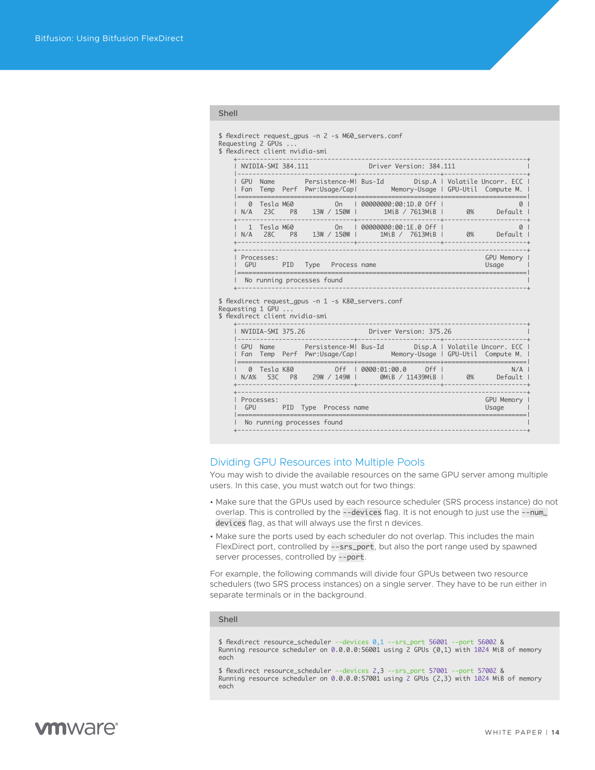Shell

```
$ flexdirect request_gpus -n 2 -s M60_servers.conf
Requesting 2 GPUs ...
$ flexdirect client nvidia-smi
    +-----------------------------------------------------------------------------+
    | NVIDIA-SMI 384.111                Driver Version: 384.111                   |
    |-------------------------------+----------------------+----------------------+
    | GPU  Name        Persistence-M| Bus-Id        Disp.A | Volatile Uncorr. ECC |
    | Fan  Temp  Perf  Pwr:Usage/Cap|         Memory-Usage | GPU-Util  Compute M. |
    |===============================+======================+======================|
    |   0  Tesla M60           On   | 00000000:00:1D.0 Off |                    0 |
    | N/A   23C    P8    13W / 150W |      1MiB / 7613MiB |      0%      Default |
    +-------------------------------+----------------------+----------------------+
    |   1  Tesla M60           On   | 00000000:00:1E.0 Off |                    0 |
    | N/A   28C    P8    13W / 150W |      1MiB /  7613MiB |      0%      Default |
    +-------------------------------+----------------------+----------------------+
    +-----------------------------------------------------------------------------+
    | Processes:                                                       GPU Memory |
    |  GPU       PID   Type   Process name                             Usage      |
    |=============================================================================|
    |  No running processes found                                                 |
    +-----------------------------------------------------------------------------+

$ flexdirect request_gpus -n 1 -s K80_servers.conf
Requesting 1 GPU ...
$ flexdirect client nvidia-smi
    +-----------------------------------------------------------------------------+
    | NVIDIA-SMI 375.26                 Driver Version: 375.26                    |
    |-------------------------------+----------------------+----------------------+
    | GPU  Name        Persistence-M| Bus-Id        Disp.A | Volatile Uncorr. ECC |
    | Fan  Temp  Perf  Pwr:Usage/Cap|         Memory-Usage | GPU-Util  Compute M. |
    |===============================+======================+======================|
    |   0  Tesla K80           Off  | 0000:01:00.0     Off |                  N/A |
    | N/A%   53C    P8    29W / 149W |      0MiB / 11439MiB |      0%      Default |
    +-------------------------------+----------------------+----------------------+
    +-----------------------------------------------------------------------------+
    | Processes:                                                       GPU Memory |
    |  GPU       PID  Type  Process name                               Usage      |
    |=============================================================================|
    |  No running processes found                                                 |
    +-----------------------------------------------------------------------------+
```

## Dividing GPU Resources into Multiple Pools

You may wish to divide the available resources on the same GPU server among multiple users. In this case, you must watch out for two things:

- Make sure that the GPUs used by each resource scheduler (SRS process instance) do not overlap. This is controlled by the `--devices` flag. It is not enough to just use the `--num_devices` flag, as that will always use the first n devices.
- Make sure the ports used by each scheduler do not overlap. This includes the main FlexDirect port, controlled by `--srs_port`, but also the port range used by spawned server processes, controlled by `--port`.

For example, the following commands will divide four GPUs between two resource schedulers (two SRS process instances) on a single server. They have to be run either in separate terminals or in the background.

Shell

```
$ flexdirect resource_scheduler --devices 0,1 --srs_port 56001 --port 56002 &
Running resource scheduler on 0.0.0.0:56001 using 2 GPUs (0,1) with 1024 MiB of memory
each

$ flexdirect resource_scheduler --devices 2,3 --srs_port 57001 --port 57002 &
Running resource scheduler on 0.0.0.0:57001 using 2 GPUs (2,3) with 1024 MiB of memory
each
```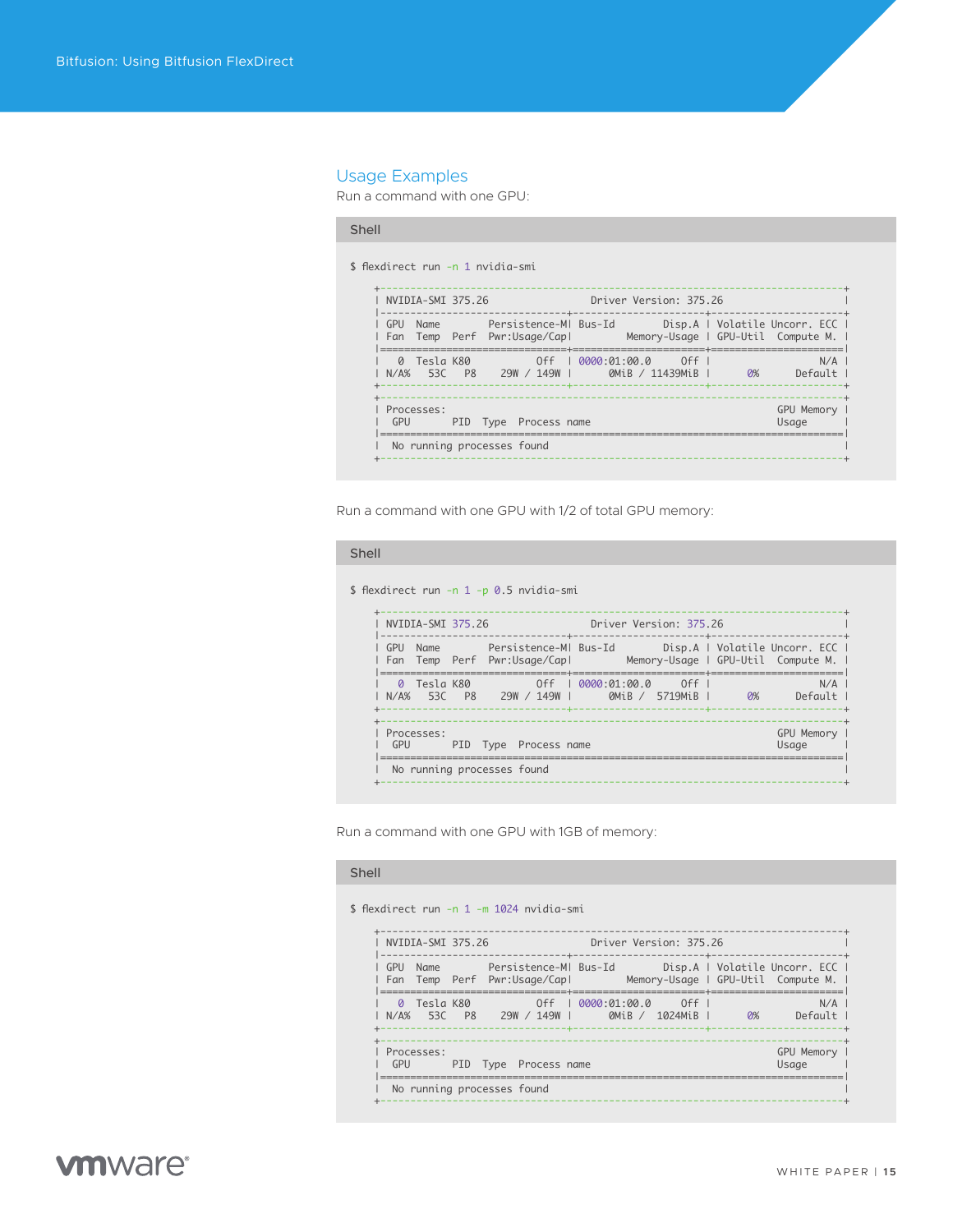## Usage Examples

Run a command with one GPU:

Shell

```
$ flexdirect run -n 1 nvidia-smi

+-----------------------------------------------------------------------------+
| NVIDIA-SMI 375.26                 Driver Version: 375.26                    |
|-------------------------------+----------------------+----------------------+
| GPU  Name        Persistence-M| Bus-Id        Disp.A | Volatile Uncorr. ECC |
| Fan  Temp  Perf  Pwr:Usage/Cap|         Memory-Usage | GPU-Util  Compute M. |
|===============================+======================+======================|
|   0  Tesla K80           Off  | 0000:01:00.0     Off |                  N/A |
| N/A%   53C    P8    29W / 149W |      0MiB / 11439MiB |      0%      Default |
+-------------------------------+----------------------+----------------------+

+-----------------------------------------------------------------------------+
| Processes:                                                       GPU Memory |
|  GPU       PID  Type  Process name                               Usage      |
|=============================================================================|
|  No running processes found                                                 |
+-----------------------------------------------------------------------------+
```

Run a command with one GPU with 1/2 of total GPU memory:

Shell

```
$ flexdirect run -n 1 -p 0.5 nvidia-smi

+-----------------------------------------------------------------------------+
| NVIDIA-SMI 375.26                 Driver Version: 375.26                    |
|-------------------------------+----------------------+----------------------+
| GPU  Name        Persistence-M| Bus-Id        Disp.A | Volatile Uncorr. ECC |
| Fan  Temp  Perf  Pwr:Usage/Cap|         Memory-Usage | GPU-Util  Compute M. |
|===============================+======================+======================|
|   0  Tesla K80           Off  | 0000:01:00.0     Off |                  N/A |
| N/A%   53C    P8    29W / 149W |      0MiB /  5719MiB |      0%      Default |
+-------------------------------+----------------------+----------------------+

+-----------------------------------------------------------------------------+
| Processes:                                                       GPU Memory |
|  GPU       PID  Type  Process name                               Usage      |
|=============================================================================|
|  No running processes found                                                 |
+-----------------------------------------------------------------------------+
```

Run a command with one GPU with 1GB of memory:

Shell

```
$ flexdirect run -n 1 -m 1024 nvidia-smi

+-----------------------------------------------------------------------------+
| NVIDIA-SMI 375.26                 Driver Version: 375.26                    |
|-------------------------------+----------------------+----------------------+
| GPU  Name        Persistence-M| Bus-Id        Disp.A | Volatile Uncorr. ECC |
| Fan  Temp  Perf  Pwr:Usage/Cap|         Memory-Usage | GPU-Util  Compute M. |
|===============================+======================+======================|
|   0  Tesla K80           Off  | 0000:01:00.0     Off |                  N/A |
| N/A%   53C    P8    29W / 149W |      0MiB /  1024MiB |      0%      Default |
+-------------------------------+----------------------+----------------------+

+-----------------------------------------------------------------------------+
| Processes:                                                       GPU Memory |
|  GPU       PID  Type  Process name                               Usage      |
|=============================================================================|
|  No running processes found                                                 |
+-----------------------------------------------------------------------------+
```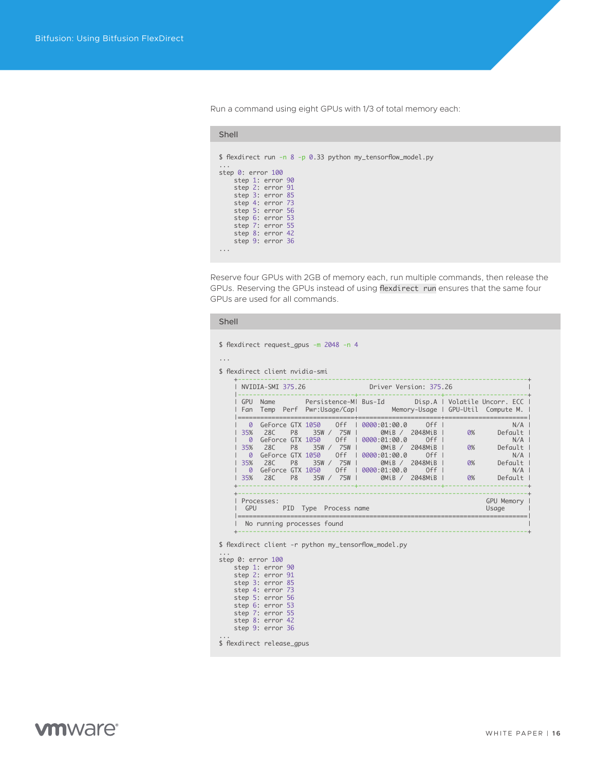Run a command using eight GPUs with 1/3 of total memory each:

```shell
$ flexdirect run -n 8 -p 0.33 python my_tensorflow_model.py
...
step 0: error 100
    step 1: error 90
    step 2: error 91
    step 3: error 85
    step 4: error 73
    step 5: error 56
    step 6: error 53
    step 7: error 55
    step 8: error 42
    step 9: error 36
...
```

Reserve four GPUs with 2GB of memory each, run multiple commands, then release the GPUs. Reserving the GPUs instead of using `flexdirect run` ensures that the same four GPUs are used for all commands.

```shell
$ flexdirect request_gpus -m 2048 -n 4
...
$ flexdirect client nvidia-smi
    +-----------------------------------------------------------------------------+
    | NVIDIA-SMI 375.26                 Driver Version: 375.26                    |
    |-------------------------------+----------------------+----------------------+
    | GPU  Name        Persistence-M| Bus-Id        Disp.A | Volatile Uncorr. ECC |
    | Fan  Temp  Perf  Pwr:Usage/Cap|         Memory-Usage | GPU-Util  Compute M. |
    |===============================+======================+======================|
    |   0  GeForce GTX 1050    Off  | 0000:01:00.0     Off |                  N/A |
    | 35%   28C    P8    35W /  75W |      0MiB /  2048MiB |      0%      Default |
    |   0  GeForce GTX 1050    Off  | 0000:01:00.0     Off |                  N/A |
    | 35%   28C    P8    35W /  75W |      0MiB /  2048MiB |      0%      Default |
    |   0  GeForce GTX 1050    Off  | 0000:01:00.0     Off |                  N/A |
    | 35%   28C    P8    35W /  75W |      0MiB /  2048MiB |      0%      Default |
    |   0  GeForce GTX 1050    Off  | 0000:01:00.0     Off |                  N/A |
    | 35%   28C    P8    35W /  75W |      0MiB /  2048MiB |      0%      Default |
    +-------------------------------+----------------------+----------------------+

    +-----------------------------------------------------------------------------+
    | Processes:                                                       GPU Memory |
    |  GPU       PID  Type  Process name                               Usage      |
    |=============================================================================|
    |  No running processes found                                                 |
    +-----------------------------------------------------------------------------+
$ flexdirect client -r python my_tensorflow_model.py
...
step 0: error 100
    step 1: error 90
    step 2: error 91
    step 3: error 85
    step 4: error 73
    step 5: error 56
    step 6: error 53
    step 7: error 55
    step 8: error 42
    step 9: error 36
...
$ flexdirect release_gpus
```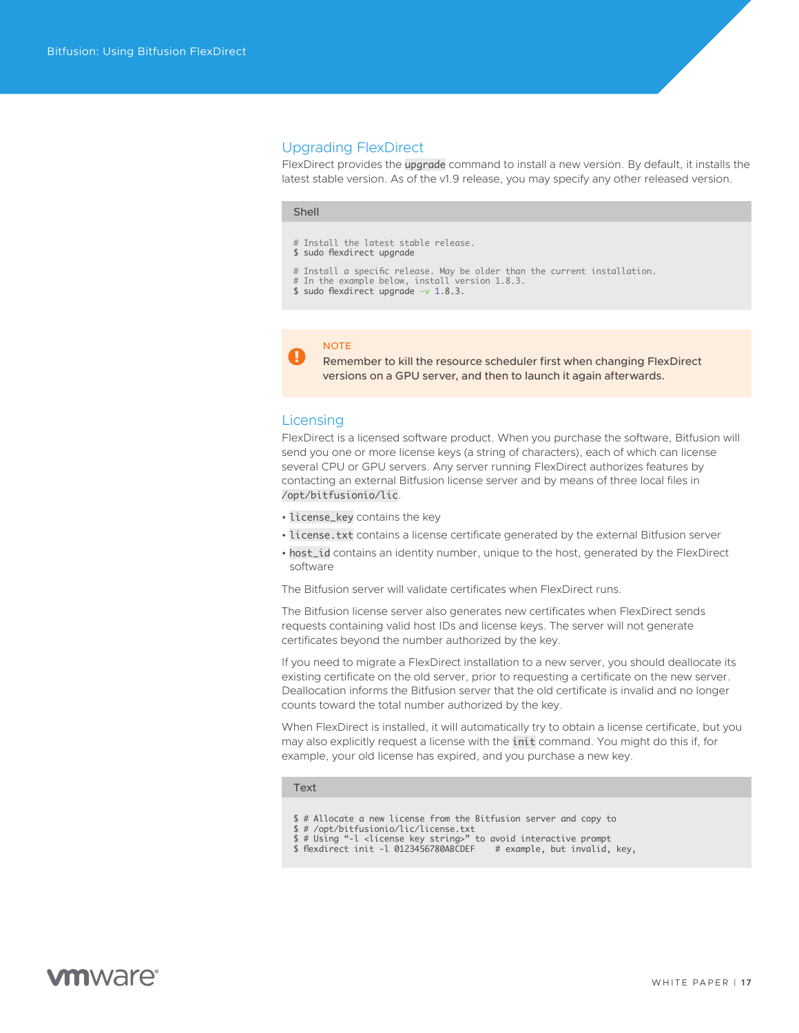## Upgrading FlexDirect

FlexDirect provides the `upgrade` command to install a new version. By default, it installs the latest stable version. As of the v1.9 release, you may specify any other released version.

Shell

```
# Install the latest stable release.
$ sudo flexdirect upgrade

# Install a specific release. May be older than the current installation.
# In the example below, install version 1.8.3.
$ sudo flexdirect upgrade -v 1.8.3.
```

> **NOTE**
>
> Remember to kill the resource scheduler first when changing FlexDirect versions on a GPU server, and then to launch it again afterwards.

## Licensing

FlexDirect is a licensed software product. When you purchase the software, Bitfusion will send you one or more license keys (a string of characters), each of which can license several CPU or GPU servers. Any server running FlexDirect authorizes features by contacting an external Bitfusion license server and by means of three local files in `/opt/bitfusionio/lic`.

- `license_key` contains the key
- `license.txt` contains a license certificate generated by the external Bitfusion server
- `host_id` contains an identity number, unique to the host, generated by the FlexDirect software

The Bitfusion server will validate certificates when FlexDirect runs.

The Bitfusion license server also generates new certificates when FlexDirect sends requests containing valid host IDs and license keys. The server will not generate certificates beyond the number authorized by the key.

If you need to migrate a FlexDirect installation to a new server, you should deallocate its existing certificate on the old server, prior to requesting a certificate on the new server. Deallocation informs the Bitfusion server that the old certificate is invalid and no longer counts toward the total number authorized by the key.

When FlexDirect is installed, it will automatically try to obtain a license certificate, but you may also explicitly request a license with the `init` command. You might do this if, for example, your old license has expired, and you purchase a new key.

Text

```
$ # Allocate a new license from the Bitfusion server and copy to
$ # /opt/bitfusionio/lic/license.txt
$ # Using "-l <license key string>" to avoid interactive prompt
$ flexdirect init -l 0123456780ABCDEF    # example, but invalid, key,
```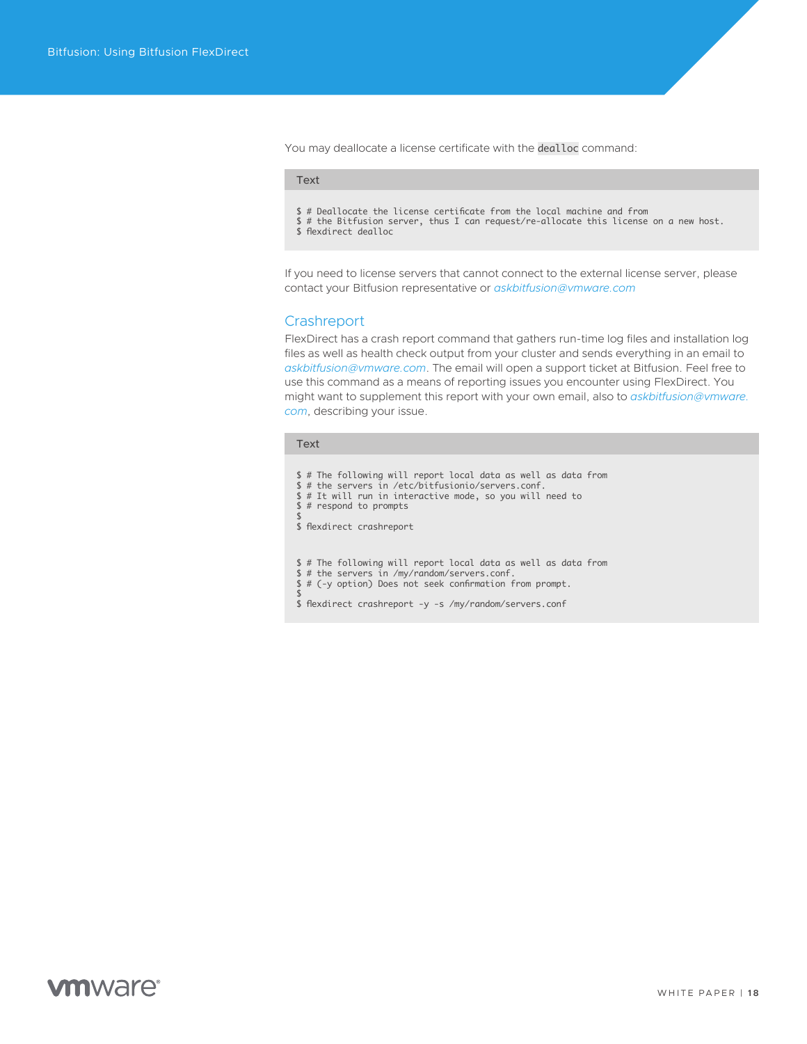You may deallocate a license certificate with the `dealloc` command:

Text

```
$ # Deallocate the license certificate from the local machine and from
$ # the Bitfusion server, thus I can request/re-allocate this license on a new host.
$ flexdirect dealloc
```

If you need to license servers that cannot connect to the external license server, please contact your Bitfusion representative or *askbitfusion@vmware.com*

## Crashreport

FlexDirect has a crash report command that gathers run-time log files and installation log files as well as health check output from your cluster and sends everything in an email to *askbitfusion@vmware.com*. The email will open a support ticket at Bitfusion. Feel free to use this command as a means of reporting issues you encounter using FlexDirect. You might want to supplement this report with your own email, also to *askbitfusion@vmware.com*, describing your issue.

Text

```
$ # The following will report local data as well as data from
$ # the servers in /etc/bitfusionio/servers.conf.
$ # It will run in interactive mode, so you will need to
$ # respond to prompts
$
$ flexdirect crashreport


$ # The following will report local data as well as data from
$ # the servers in /my/random/servers.conf.
$ # (-y option) Does not seek confirmation from prompt.
$
$ flexdirect crashreport -y -s /my/random/servers.conf
```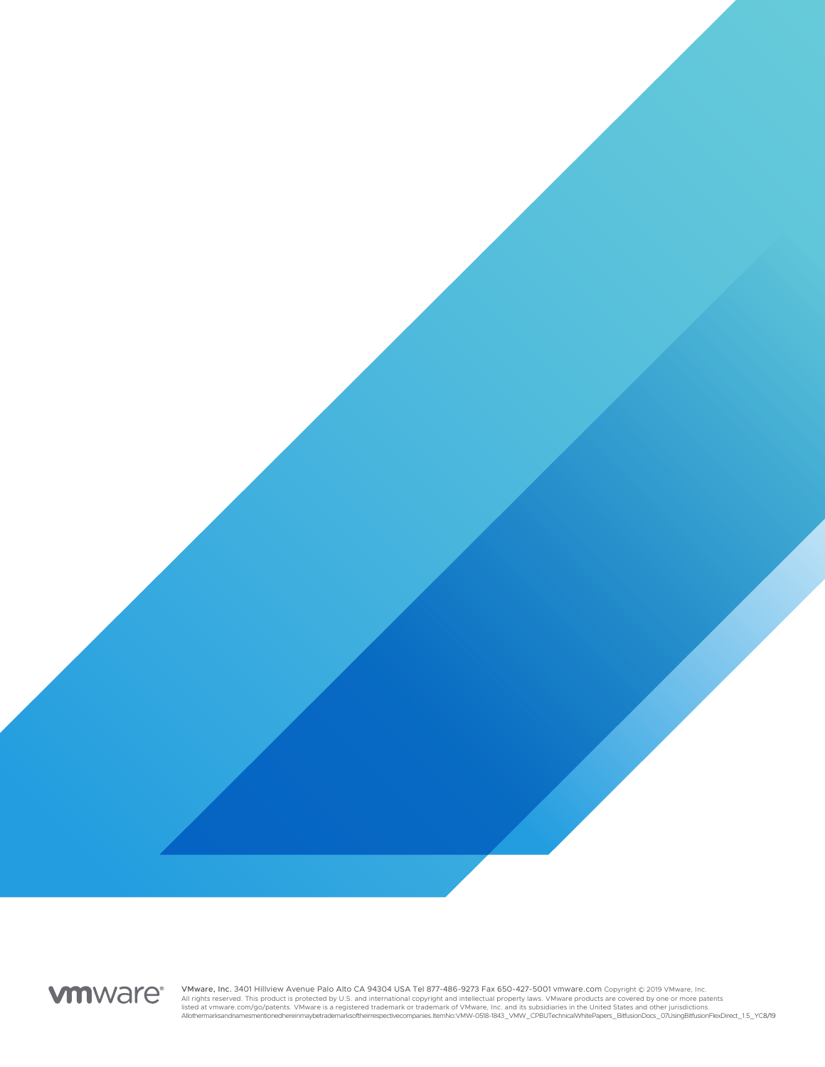**VMware, Inc.** 3401 Hillview Avenue Palo Alto CA 94304 USA Tel 877-486-9273 Fax 650-427-5001 vmware.com Copyright © 2019 VMware, Inc. All rights reserved. This product is protected by U.S. and international copyright and intellectual property laws. VMware products are covered by one or more patents listed at vmware.com/go/patents. VMware is a registered trademark or trademark of VMware, Inc. and its subsidiaries in the United States and other jurisdictions. Allothermarksandnamesmentionedhereinmaybetrademarksoftheirrespectivecompanies.ItemNo:VMW-0518-1843_VMW_CPBUTechnicalWhitePapers_BitfusionDocs_07UsingBitfusionFlexDirect_1.5_YC8/19